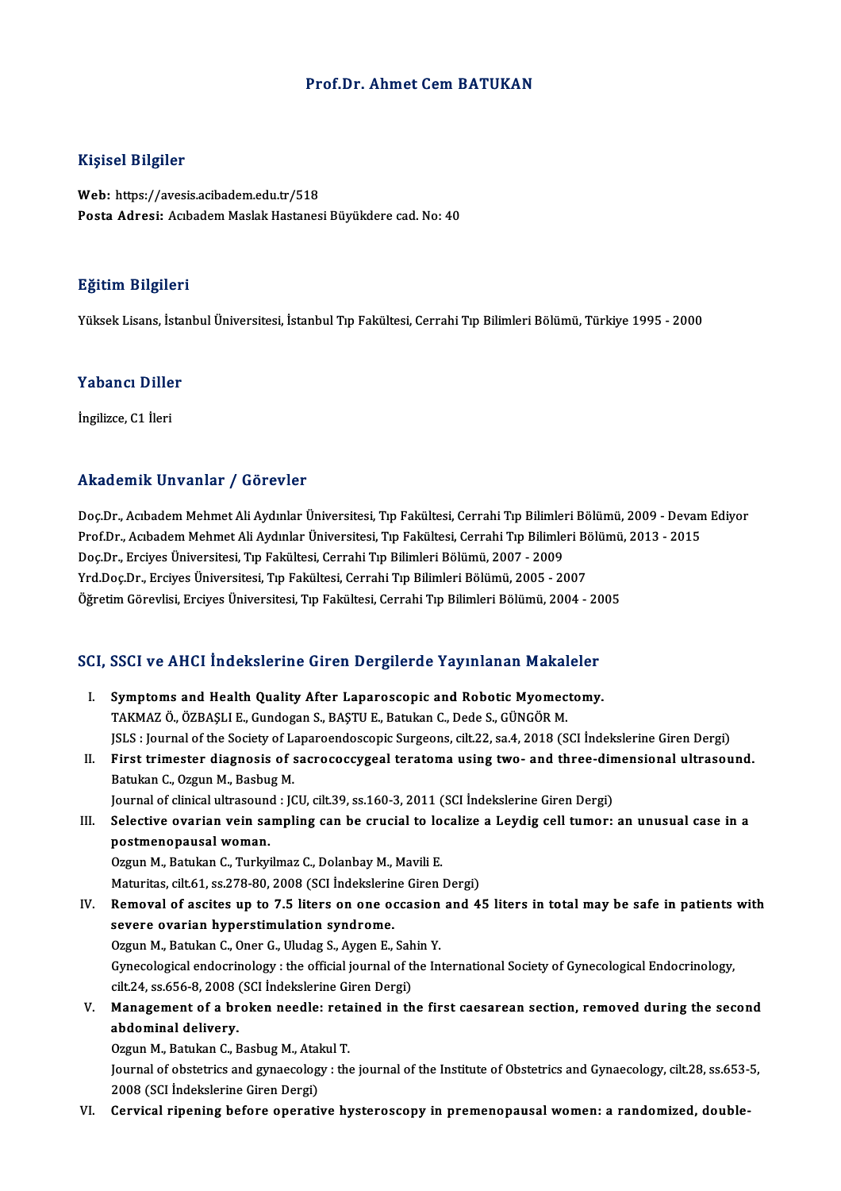# Prof.Dr. Ahmet Cem BATUKAN

## Kişisel Bilgiler

**Web:** https://avesis.acibadem.edu.tr/518
**Posta Adresi:** Acıbadem Maslak Hastanesi Büyükdere cad. No: 40

## Eğitim Bilgileri

Yüksek Lisans, İstanbul Üniversitesi, İstanbul Tıp Fakültesi, Cerrahi Tıp Bilimleri Bölümü, Türkiye 1995 - 2000

## Yabancı Diller

İngilizce, C1 İleri

## Akademik Unvanlar / Görevler

Doç.Dr., Acıbadem Mehmet Ali Aydınlar Üniversitesi, Tıp Fakültesi, Cerrahi Tıp Bilimleri Bölümü, 2009 - Devam Ediyor
Prof.Dr., Acıbadem Mehmet Ali Aydınlar Üniversitesi, Tıp Fakültesi, Cerrahi Tıp Bilimleri Bölümü, 2013 - 2015
Doç.Dr., Erciyes Üniversitesi, Tıp Fakültesi, Cerrahi Tıp Bilimleri Bölümü, 2007 - 2009
Yrd.Doç.Dr., Erciyes Üniversitesi, Tıp Fakültesi, Cerrahi Tıp Bilimleri Bölümü, 2005 - 2007
Öğretim Görevlisi, Erciyes Üniversitesi, Tıp Fakültesi, Cerrahi Tıp Bilimleri Bölümü, 2004 - 2005

## SCI, SSCI ve AHCI İndekslerine Giren Dergilerde Yayınlanan Makaleler

I. **Symptoms and Health Quality After Laparoscopic and Robotic Myomectomy.**
TAKMAZ Ö., ÖZBAŞLI E., Gundogan S., BAŞTU E., Batukan C., Dede S., GÜNGÖR M.
JSLS : Journal of the Society of Laparoendoscopic Surgeons, cilt.22, sa.4, 2018 (SCI İndekslerine Giren Dergi)

II. **First trimester diagnosis of sacrococcygeal teratoma using two- and three-dimensional ultrasound.**
Batukan C., Ozgun M., Basbug M.
Journal of clinical ultrasound : JCU, cilt.39, ss.160-3, 2011 (SCI İndekslerine Giren Dergi)

III. **Selective ovarian vein sampling can be crucial to localize a Leydig cell tumor: an unusual case in a postmenopausal woman.**
Ozgun M., Batukan C., Turkyilmaz C., Dolanbay M., Mavili E.
Maturitas, cilt.61, ss.278-80, 2008 (SCI İndekslerine Giren Dergi)

IV. **Removal of ascites up to 7.5 liters on one occasion and 45 liters in total may be safe in patients with severe ovarian hyperstimulation syndrome.**
Ozgun M., Batukan C., Oner G., Uludag S., Aygen E., Sahin Y.
Gynecological endocrinology : the official journal of the International Society of Gynecological Endocrinology, cilt.24, ss.656-8, 2008 (SCI İndekslerine Giren Dergi)

V. **Management of a broken needle: retained in the first caesarean section, removed during the second abdominal delivery.**
Ozgun M., Batukan C., Basbug M., Atakul T.
Journal of obstetrics and gynaecology : the journal of the Institute of Obstetrics and Gynaecology, cilt.28, ss.653-5, 2008 (SCI İndekslerine Giren Dergi)

VI. **Cervical ripening before operative hysteroscopy in premenopausal women: a randomized, double-**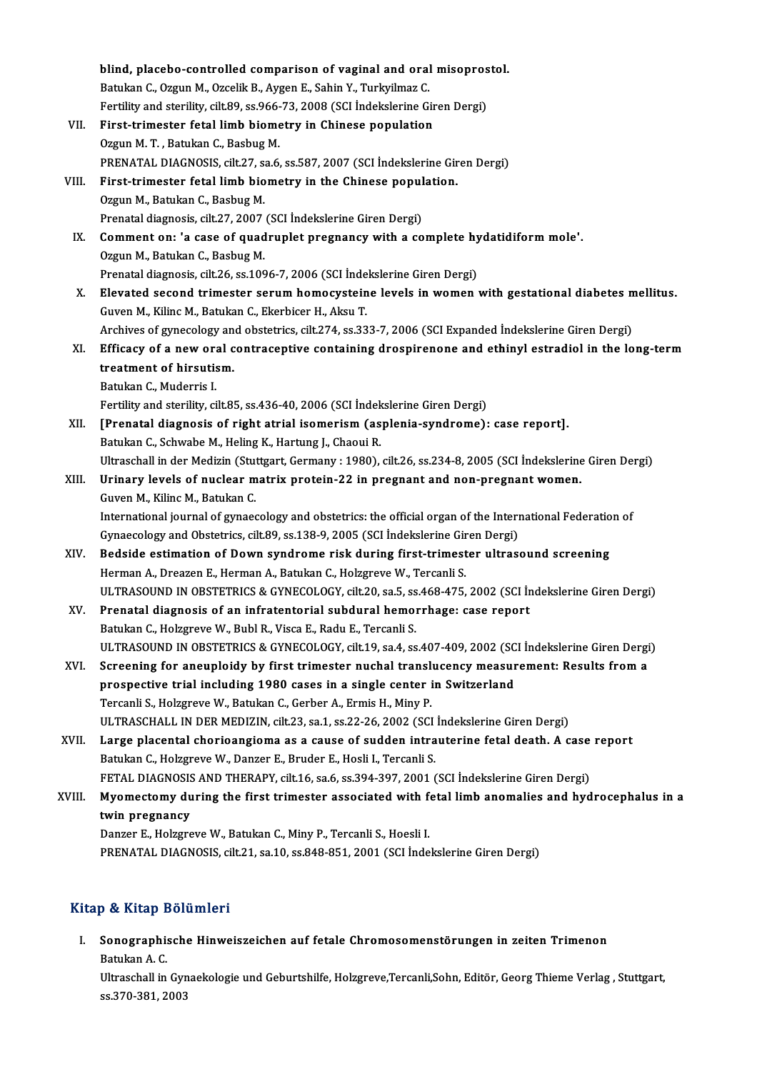blind, placebo-controlled comparison of vaginal and oral misoprostol.
Batukan C., Ozgun M., Ozcelik B., Aygen E., Sahin Y., Turkyilmaz C.
Fertility and sterility, cilt.89, ss.966-73, 2008 (SCI İndekslerine Giren Dergi)

VII. **First-trimester fetal limb biometry in Chinese population**
Ozgun M. T. , Batukan C., Basbug M.
PRENATAL DIAGNOSIS, cilt.27, sa.6, ss.587, 2007 (SCI İndekslerine Giren Dergi)

VIII. **First-trimester fetal limb biometry in the Chinese population.**
Ozgun M., Batukan C., Basbug M.
Prenatal diagnosis, cilt.27, 2007 (SCI İndekslerine Giren Dergi)

IX. **Comment on: 'a case of quadruplet pregnancy with a complete hydatidiform mole'.**
Ozgun M., Batukan C., Basbug M.
Prenatal diagnosis, cilt.26, ss.1096-7, 2006 (SCI İndekslerine Giren Dergi)

X. **Elevated second trimester serum homocysteine levels in women with gestational diabetes mellitus.**
Guven M., Kilinc M., Batukan C., Ekerbicer H., Aksu T.
Archives of gynecology and obstetrics, cilt.274, ss.333-7, 2006 (SCI Expanded İndekslerine Giren Dergi)

XI. **Efficacy of a new oral contraceptive containing drospirenone and ethinyl estradiol in the long-term treatment of hirsutism.**
Batukan C., Muderris I.
Fertility and sterility, cilt.85, ss.436-40, 2006 (SCI İndekslerine Giren Dergi)

XII. **[Prenatal diagnosis of right atrial isomerism (asplenia-syndrome): case report].**
Batukan C., Schwabe M., Heling K., Hartung J., Chaoui R.
Ultraschall in der Medizin (Stuttgart, Germany : 1980), cilt.26, ss.234-8, 2005 (SCI İndekslerine Giren Dergi)

XIII. **Urinary levels of nuclear matrix protein-22 in pregnant and non-pregnant women.**
Guven M., Kilinc M., Batukan C.
International journal of gynaecology and obstetrics: the official organ of the International Federation of Gynaecology and Obstetrics, cilt.89, ss.138-9, 2005 (SCI İndekslerine Giren Dergi)

XIV. **Bedside estimation of Down syndrome risk during first-trimester ultrasound screening**
Herman A., Dreazen E., Herman A., Batukan C., Holzgreve W., Tercanli S.
ULTRASOUND IN OBSTETRICS & GYNECOLOGY, cilt.20, sa.5, ss.468-475, 2002 (SCI İndekslerine Giren Dergi)

XV. **Prenatal diagnosis of an infratentorial subdural hemorrhage: case report**
Batukan C., Holzgreve W., Bubl R., Visca E., Radu E., Tercanli S.
ULTRASOUND IN OBSTETRICS & GYNECOLOGY, cilt.19, sa.4, ss.407-409, 2002 (SCI İndekslerine Giren Dergi)

XVI. **Screening for aneuploidy by first trimester nuchal translucency measurement: Results from a prospective trial including 1980 cases in a single center in Switzerland**
Tercanli S., Holzgreve W., Batukan C., Gerber A., Ermis H., Miny P.
ULTRASCHALL IN DER MEDIZIN, cilt.23, sa.1, ss.22-26, 2002 (SCI İndekslerine Giren Dergi)

XVII. **Large placental chorioangioma as a cause of sudden intrauterine fetal death. A case report**
Batukan C., Holzgreve W., Danzer E., Bruder E., Hosli I., Tercanli S.
FETAL DIAGNOSIS AND THERAPY, cilt.16, sa.6, ss.394-397, 2001 (SCI İndekslerine Giren Dergi)

XVIII. **Myomectomy during the first trimester associated with fetal limb anomalies and hydrocephalus in a twin pregnancy**
Danzer E., Holzgreve W., Batukan C., Miny P., Tercanli S., Hoesli I.
PRENATAL DIAGNOSIS, cilt.21, sa.10, ss.848-851, 2001 (SCI İndekslerine Giren Dergi)

## Kitap & Kitap Bölümleri

I. **Sonographische Hinweiszeichen auf fetale Chromosomenstörungen in zeiten Trimenon**
Batukan A. C.
Ultraschall in Gynaekologie und Geburtshilfe, Holzgreve,Tercanli,Sohn, Editör, Georg Thieme Verlag , Stuttgart, ss.370-381, 2003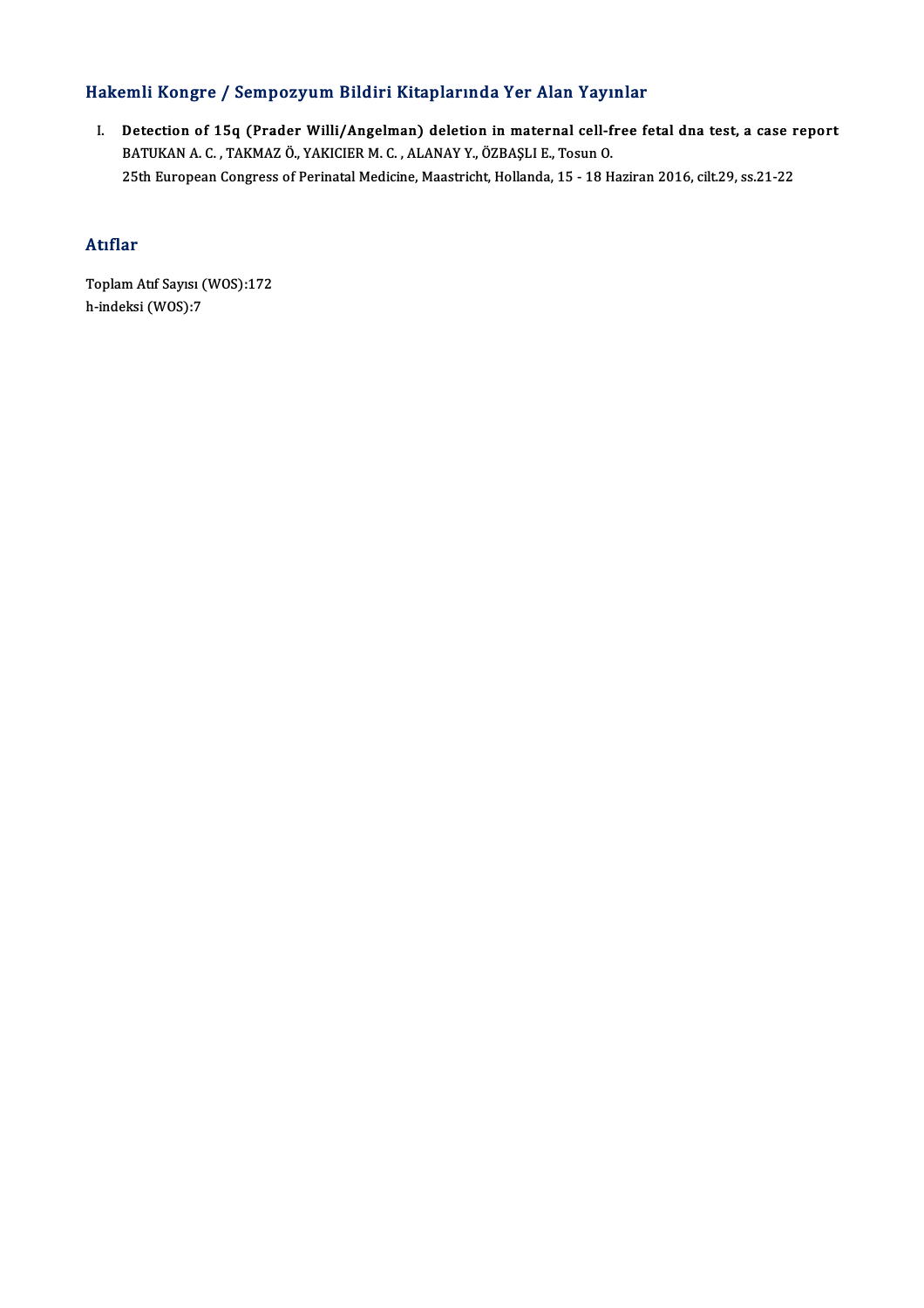## Hakemli Kongre / Sempozyum Bildiri Kitaplarında Yer Alan Yayınlar

I. **Detection of 15q (Prader Willi/Angelman) deletion in maternal cell-free fetal dna test, a case report**
   BATUKAN A. C. , TAKMAZ Ö., YAKICIER M. C. , ALANAY Y., ÖZBAŞLI E., Tosun O.
   25th European Congress of Perinatal Medicine, Maastricht, Hollanda, 15 - 18 Haziran 2016, cilt.29, ss.21-22

## Atıflar

Toplam Atıf Sayısı (WOS):172
h-indeksi (WOS):7